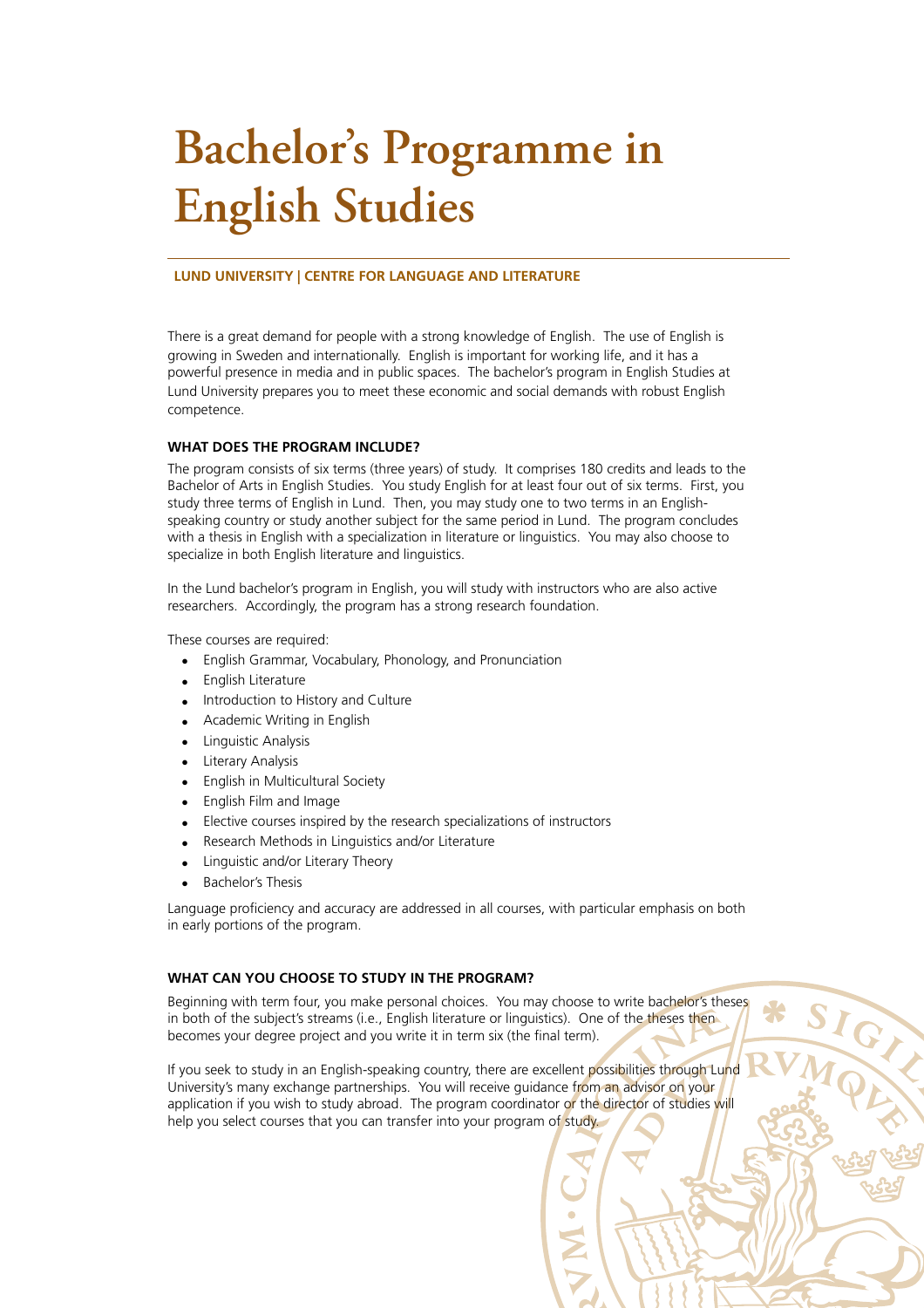# Bachelor's Programme in English Studies

**LUND UNIVERSITY | CENTRE FOR LANGUAGE AND LITERATURE**

There is a great demand for people with a strong knowledge of English. The use of English is growing in Sweden and internationally. English is important for working life, and it has a powerful presence in media and in public spaces. The bachelor's program in English Studies at Lund University prepares you to meet these economic and social demands with robust English competence.

## WHAT DOES THE PROGRAM INCLUDE?

The program consists of six terms (three years) of study. It comprises 180 credits and leads to the Bachelor of Arts in English Studies. You study English for at least four out of six terms. First, you study three terms of English in Lund. Then, you may study one to two terms in an English-speaking country or study another subject for the same period in Lund. The program concludes with a thesis in English with a specialization in literature or linguistics. You may also choose to specialize in both English literature and linguistics.

In the Lund bachelor's program in English, you will study with instructors who are also active researchers. Accordingly, the program has a strong research foundation.

These courses are required:

- English Grammar, Vocabulary, Phonology, and Pronunciation
- English Literature
- Introduction to History and Culture
- Academic Writing in English
- Linguistic Analysis
- Literary Analysis
- English in Multicultural Society
- English Film and Image
- Elective courses inspired by the research specializations of instructors
- Research Methods in Linguistics and/or Literature
- Linguistic and/or Literary Theory
- Bachelor's Thesis

Language proficiency and accuracy are addressed in all courses, with particular emphasis on both in early portions of the program.

## WHAT CAN YOU CHOOSE TO STUDY IN THE PROGRAM?

Beginning with term four, you make personal choices. You may choose to write bachelor's theses in both of the subject's streams (i.e., English literature or linguistics). One of the theses then becomes your degree project and you write it in term six (the final term).

If you seek to study in an English-speaking country, there are excellent possibilities through Lund University's many exchange partnerships. You will receive guidance from an advisor on your application if you wish to study abroad. The program coordinator or the director of studies will help you select courses that you can transfer into your program of study.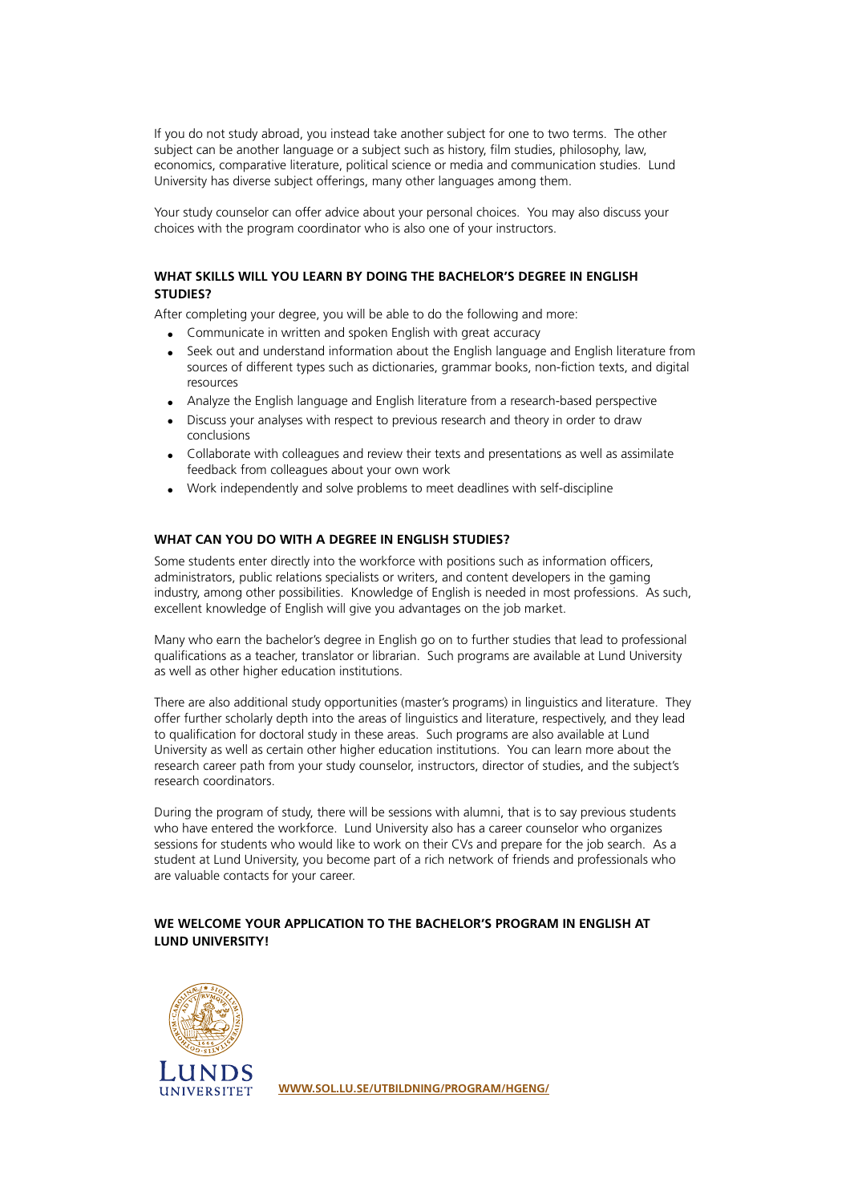If you do not study abroad, you instead take another subject for one to two terms. The other subject can be another language or a subject such as history, film studies, philosophy, law, economics, comparative literature, political science or media and communication studies. Lund University has diverse subject offerings, many other languages among them.

Your study counselor can offer advice about your personal choices. You may also discuss your choices with the program coordinator who is also one of your instructors.

**WHAT SKILLS WILL YOU LEARN BY DOING THE BACHELOR'S DEGREE IN ENGLISH STUDIES?**

After completing your degree, you will be able to do the following and more:

- Communicate in written and spoken English with great accuracy
- Seek out and understand information about the English language and English literature from sources of different types such as dictionaries, grammar books, non-fiction texts, and digital resources
- Analyze the English language and English literature from a research-based perspective
- Discuss your analyses with respect to previous research and theory in order to draw conclusions
- Collaborate with colleagues and review their texts and presentations as well as assimilate feedback from colleagues about your own work
- Work independently and solve problems to meet deadlines with self-discipline

**WHAT CAN YOU DO WITH A DEGREE IN ENGLISH STUDIES?**

Some students enter directly into the workforce with positions such as information officers, administrators, public relations specialists or writers, and content developers in the gaming industry, among other possibilities. Knowledge of English is needed in most professions. As such, excellent knowledge of English will give you advantages on the job market.

Many who earn the bachelor's degree in English go on to further studies that lead to professional qualifications as a teacher, translator or librarian. Such programs are available at Lund University as well as other higher education institutions.

There are also additional study opportunities (master's programs) in linguistics and literature. They offer further scholarly depth into the areas of linguistics and literature, respectively, and they lead to qualification for doctoral study in these areas. Such programs are also available at Lund University as well as certain other higher education institutions. You can learn more about the research career path from your study counselor, instructors, director of studies, and the subject's research coordinators.

During the program of study, there will be sessions with alumni, that is to say previous students who have entered the workforce. Lund University also has a career counselor who organizes sessions for students who would like to work on their CVs and prepare for the job search. As a student at Lund University, you become part of a rich network of friends and professionals who are valuable contacts for your career.

**WE WELCOME YOUR APPLICATION TO THE BACHELOR'S PROGRAM IN ENGLISH AT LUND UNIVERSITY!**

LUNDS UNIVERSITET

**WWW.SOL.LU.SE/UTBILDNING/PROGRAM/HGENG/**